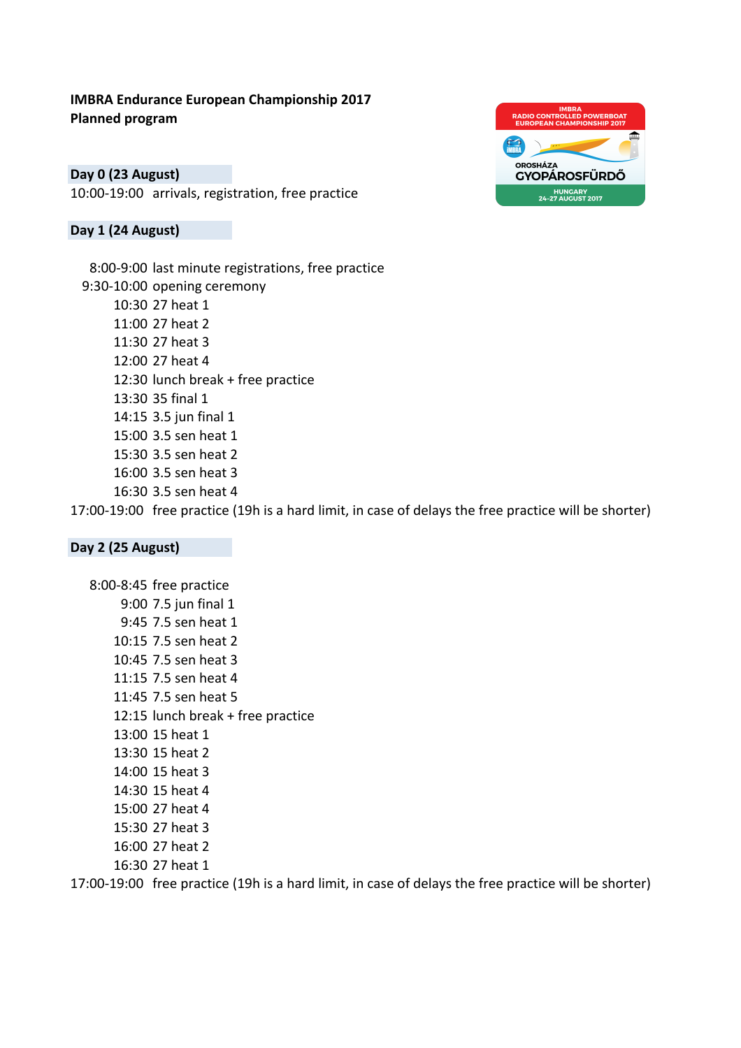**IMBRA Endurance European Championship 2017**
**Planned program**

### Day 0 (23 August)

10:00-19:00 arrivals, registration, free practice

### Day 1 (24 August)

8:00-9:00 last minute registrations, free practice
9:30-10:00 opening ceremony
10:30 27 heat 1
11:00 27 heat 2
11:30 27 heat 3
12:00 27 heat 4
12:30 lunch break + free practice
13:30 35 final 1
14:15 3.5 jun final 1
15:00 3.5 sen heat 1
15:30 3.5 sen heat 2
16:00 3.5 sen heat 3
16:30 3.5 sen heat 4
17:00-19:00 free practice (19h is a hard limit, in case of delays the free practice will be shorter)

### Day 2 (25 August)

8:00-8:45 free practice
9:00 7.5 jun final 1
9:45 7.5 sen heat 1
10:15 7.5 sen heat 2
10:45 7.5 sen heat 3
11:15 7.5 sen heat 4
11:45 7.5 sen heat 5
12:15 lunch break + free practice
13:00 15 heat 1
13:30 15 heat 2
14:00 15 heat 3
14:30 15 heat 4
15:00 27 heat 4
15:30 27 heat 3
16:00 27 heat 2
16:30 27 heat 1
17:00-19:00 free practice (19h is a hard limit, in case of delays the free practice will be shorter)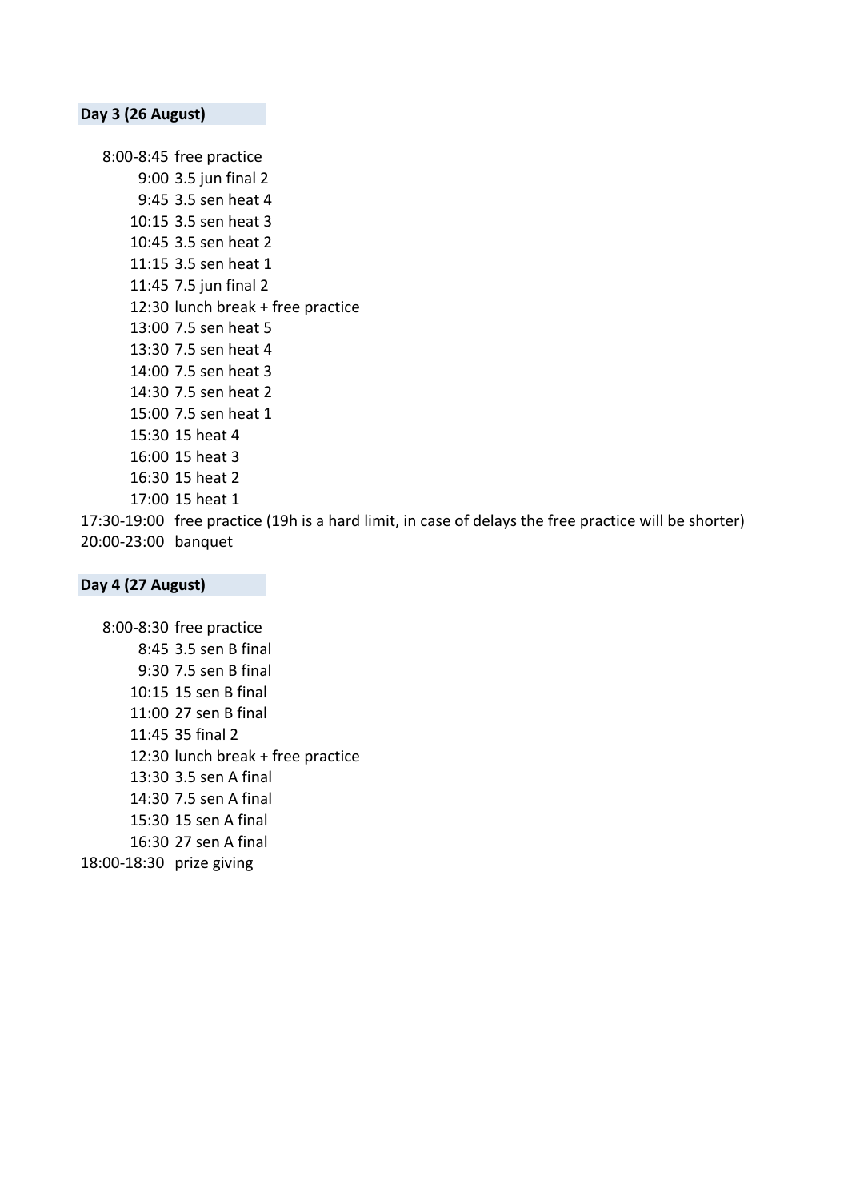**Day 3 (26 August)**

| | |
|---|---|
| 8:00-8:45 | free practice |
| 9:00 | 3.5 jun final 2 |
| 9:45 | 3.5 sen heat 4 |
| 10:15 | 3.5 sen heat 3 |
| 10:45 | 3.5 sen heat 2 |
| 11:15 | 3.5 sen heat 1 |
| 11:45 | 7.5 jun final 2 |
| 12:30 | lunch break + free practice |
| 13:00 | 7.5 sen heat 5 |
| 13:30 | 7.5 sen heat 4 |
| 14:00 | 7.5 sen heat 3 |
| 14:30 | 7.5 sen heat 2 |
| 15:00 | 7.5 sen heat 1 |
| 15:30 | 15 heat 4 |
| 16:00 | 15 heat 3 |
| 16:30 | 15 heat 2 |
| 17:00 | 15 heat 1 |
| 17:30-19:00 | free practice (19h is a hard limit, in case of delays the free practice will be shorter) |
| 20:00-23:00 | banquet |

**Day 4 (27 August)**

| | |
|---|---|
| 8:00-8:30 | free practice |
| 8:45 | 3.5 sen B final |
| 9:30 | 7.5 sen B final |
| 10:15 | 15 sen B final |
| 11:00 | 27 sen B final |
| 11:45 | 35 final 2 |
| 12:30 | lunch break + free practice |
| 13:30 | 3.5 sen A final |
| 14:30 | 7.5 sen A final |
| 15:30 | 15 sen A final |
| 16:30 | 27 sen A final |
| 18:00-18:30 | prize giving |